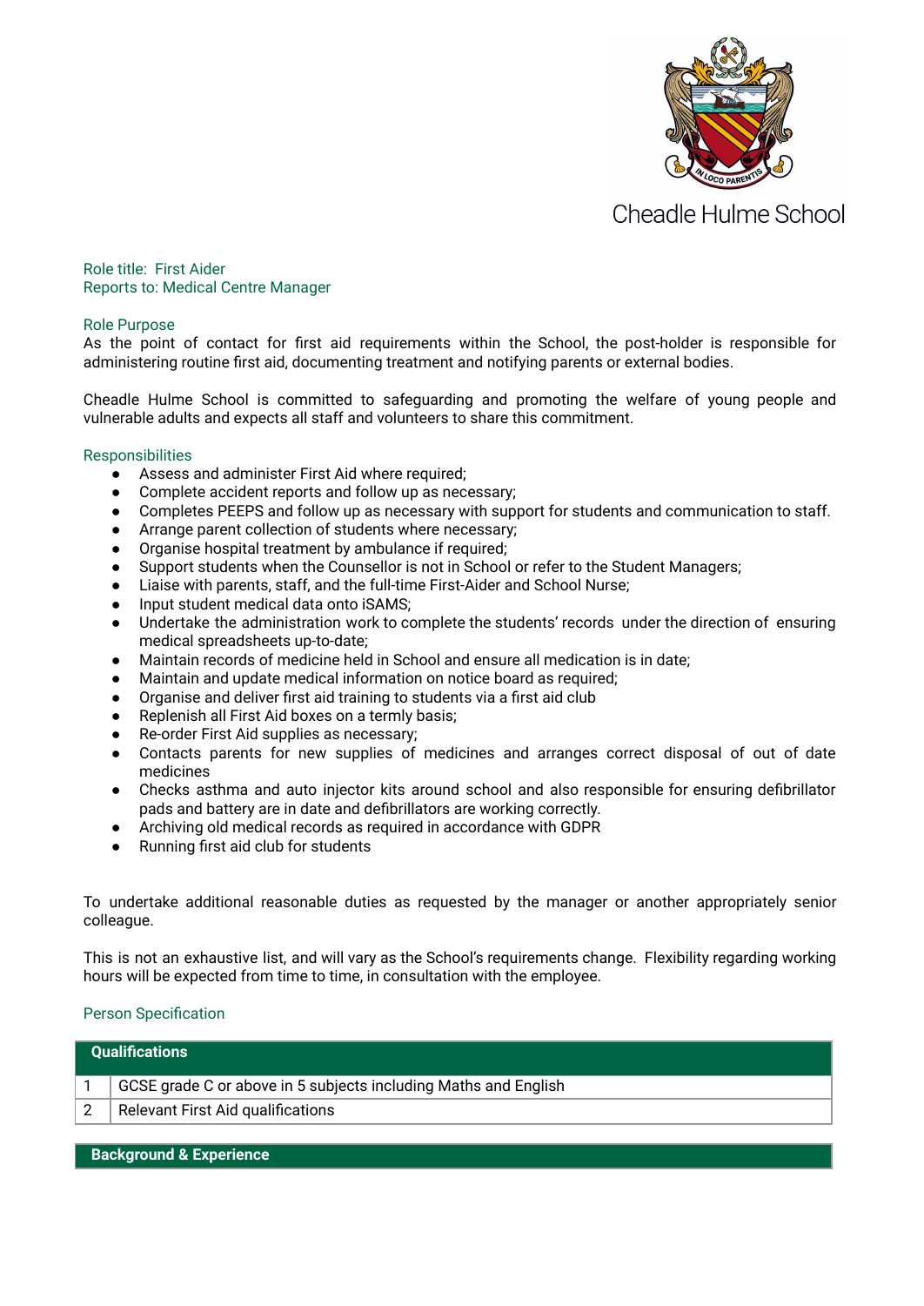Cheadle Hulme School

Role title: First Aider
Reports to: Medical Centre Manager

## Role Purpose

As the point of contact for first aid requirements within the School, the post-holder is responsible for administering routine first aid, documenting treatment and notifying parents or external bodies.

Cheadle Hulme School is committed to safeguarding and promoting the welfare of young people and vulnerable adults and expects all staff and volunteers to share this commitment.

## Responsibilities

- Assess and administer First Aid where required;
- Complete accident reports and follow up as necessary;
- Completes PEEPS and follow up as necessary with support for students and communication to staff.
- Arrange parent collection of students where necessary;
- Organise hospital treatment by ambulance if required;
- Support students when the Counsellor is not in School or refer to the Student Managers;
- Liaise with parents, staff, and the full-time First-Aider and School Nurse;
- Input student medical data onto iSAMS;
- Undertake the administration work to complete the students' records under the direction of ensuring medical spreadsheets up-to-date;
- Maintain records of medicine held in School and ensure all medication is in date;
- Maintain and update medical information on notice board as required;
- Organise and deliver first aid training to students via a first aid club
- Replenish all First Aid boxes on a termly basis;
- Re-order First Aid supplies as necessary;
- Contacts parents for new supplies of medicines and arranges correct disposal of out of date medicines
- Checks asthma and auto injector kits around school and also responsible for ensuring defibrillator pads and battery are in date and defibrillators are working correctly.
- Archiving old medical records as required in accordance with GDPR
- Running first aid club for students

To undertake additional reasonable duties as requested by the manager or another appropriately senior colleague.

This is not an exhaustive list, and will vary as the School's requirements change. Flexibility regarding working hours will be expected from time to time, in consultation with the employee.

## Person Specification

| Qualifications | |
|---|---|
| 1 | GCSE grade C or above in 5 subjects including Maths and English |
| 2 | Relevant First Aid qualifications |

| Background & Experience |
|---|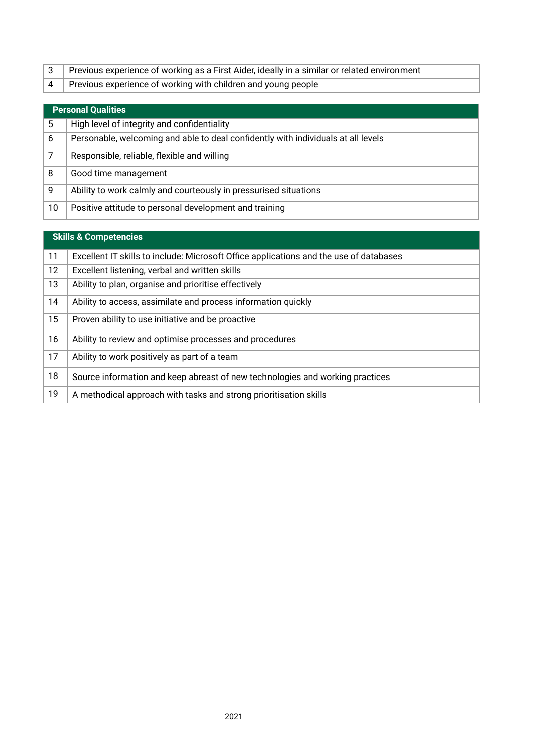| | |
|---|---|
| 3 | Previous experience of working as a First Aider, ideally in a similar or related environment |
| 4 | Previous experience of working with children and young people |

| **Personal Qualities** | |
|---|---|
| 5 | High level of integrity and confidentiality |
| 6 | Personable, welcoming and able to deal confidently with individuals at all levels |
| 7 | Responsible, reliable, flexible and willing |
| 8 | Good time management |
| 9 | Ability to work calmly and courteously in pressurised situations |
| 10 | Positive attitude to personal development and training |

| **Skills & Competencies** | |
|---|---|
| 11 | Excellent IT skills to include: Microsoft Office applications and the use of databases |
| 12 | Excellent listening, verbal and written skills |
| 13 | Ability to plan, organise and prioritise effectively |
| 14 | Ability to access, assimilate and process information quickly |
| 15 | Proven ability to use initiative and be proactive |
| 16 | Ability to review and optimise processes and procedures |
| 17 | Ability to work positively as part of a team |
| 18 | Source information and keep abreast of new technologies and working practices |
| 19 | A methodical approach with tasks and strong prioritisation skills |

2021